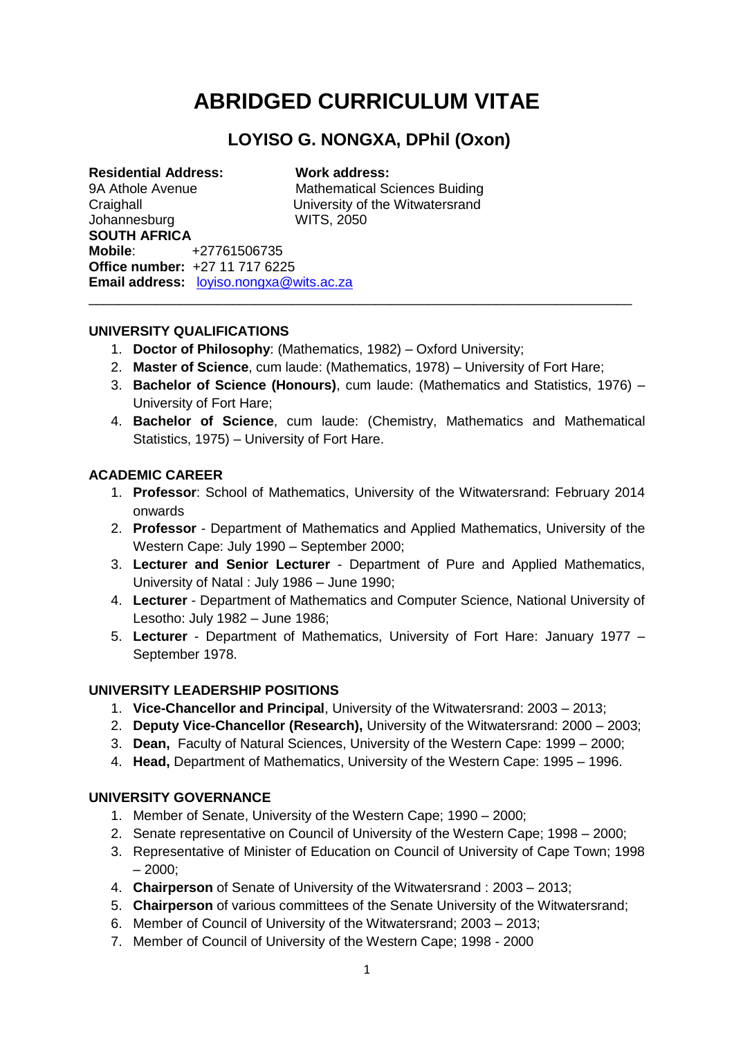# ABRIDGED CURRICULUM VITAE

## LOYISO G. NONGXA, DPhil (Oxon)

**Residential Address:**
9A Athole Avenue
Craighall
Johannesburg
**SOUTH AFRICA**

**Work address:**
Mathematical Sciences Buiding
University of the Witwatersrand
WITS, 2050

**Mobile**: +27761506735
**Office number:** +27 11 717 6225
**Email address:** loyiso.nongxa@wits.ac.za

---

### UNIVERSITY QUALIFICATIONS

1. **Doctor of Philosophy**: (Mathematics, 1982) – Oxford University;
2. **Master of Science**, cum laude: (Mathematics, 1978) – University of Fort Hare;
3. **Bachelor of Science (Honours)**, cum laude: (Mathematics and Statistics, 1976) – University of Fort Hare;
4. **Bachelor of Science**, cum laude: (Chemistry, Mathematics and Mathematical Statistics, 1975) – University of Fort Hare.

### ACADEMIC CAREER

1. **Professor**: School of Mathematics, University of the Witwatersrand: February 2014 onwards
2. **Professor** - Department of Mathematics and Applied Mathematics, University of the Western Cape: July 1990 – September 2000;
3. **Lecturer and Senior Lecturer** - Department of Pure and Applied Mathematics, University of Natal : July 1986 – June 1990;
4. **Lecturer** - Department of Mathematics and Computer Science, National University of Lesotho: July 1982 – June 1986;
5. **Lecturer** - Department of Mathematics, University of Fort Hare: January 1977 – September 1978.

### UNIVERSITY LEADERSHIP POSITIONS

1. **Vice-Chancellor and Principal**, University of the Witwatersrand: 2003 – 2013;
2. **Deputy Vice-Chancellor (Research),** University of the Witwatersrand: 2000 – 2003;
3. **Dean,** Faculty of Natural Sciences, University of the Western Cape: 1999 – 2000;
4. **Head,** Department of Mathematics, University of the Western Cape: 1995 – 1996.

### UNIVERSITY GOVERNANCE

1. Member of Senate, University of the Western Cape; 1990 – 2000;
2. Senate representative on Council of University of the Western Cape; 1998 – 2000;
3. Representative of Minister of Education on Council of University of Cape Town; 1998 – 2000;
4. **Chairperson** of Senate of University of the Witwatersrand : 2003 – 2013;
5. **Chairperson** of various committees of the Senate University of the Witwatersrand;
6. Member of Council of University of the Witwatersrand; 2003 – 2013;
7. Member of Council of University of the Western Cape; 1998 - 2000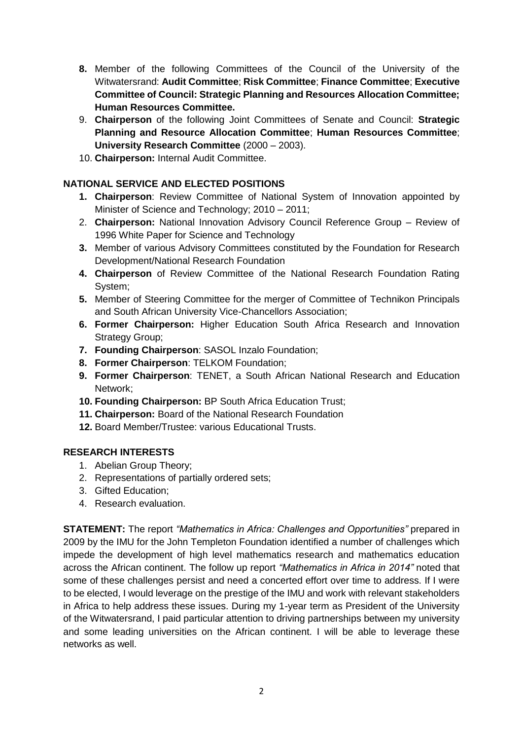8. Member of the following Committees of the Council of the University of the Witwatersrand: **Audit Committee**; **Risk Committee**; **Finance Committee**; **Executive Committee of Council: Strategic Planning and Resources Allocation Committee; Human Resources Committee.**
9. **Chairperson** of the following Joint Committees of Senate and Council: **Strategic Planning and Resource Allocation Committee**; **Human Resources Committee**; **University Research Committee** (2000 – 2003).
10. **Chairperson:** Internal Audit Committee.

**NATIONAL SERVICE AND ELECTED POSITIONS**

1. **Chairperson**: Review Committee of National System of Innovation appointed by Minister of Science and Technology; 2010 – 2011;
2. **Chairperson:** National Innovation Advisory Council Reference Group – Review of 1996 White Paper for Science and Technology
3. Member of various Advisory Committees constituted by the Foundation for Research Development/National Research Foundation
4. **Chairperson** of Review Committee of the National Research Foundation Rating System;
5. Member of Steering Committee for the merger of Committee of Technikon Principals and South African University Vice-Chancellors Association;
6. **Former Chairperson:** Higher Education South Africa Research and Innovation Strategy Group;
7. **Founding Chairperson**: SASOL Inzalo Foundation;
8. **Former Chairperson**: TELKOM Foundation;
9. **Former Chairperson**: TENET, a South African National Research and Education Network;
10. **Founding Chairperson:** BP South Africa Education Trust;
11. **Chairperson:** Board of the National Research Foundation
12. Board Member/Trustee: various Educational Trusts.

**RESEARCH INTERESTS**

1. Abelian Group Theory;
2. Representations of partially ordered sets;
3. Gifted Education;
4. Research evaluation.

**STATEMENT:** The report *"Mathematics in Africa: Challenges and Opportunities"* prepared in 2009 by the IMU for the John Templeton Foundation identified a number of challenges which impede the development of high level mathematics research and mathematics education across the African continent. The follow up report *"Mathematics in Africa in 2014"* noted that some of these challenges persist and need a concerted effort over time to address. If I were to be elected, I would leverage on the prestige of the IMU and work with relevant stakeholders in Africa to help address these issues. During my 1-year term as President of the University of the Witwatersrand, I paid particular attention to driving partnerships between my university and some leading universities on the African continent. I will be able to leverage these networks as well.